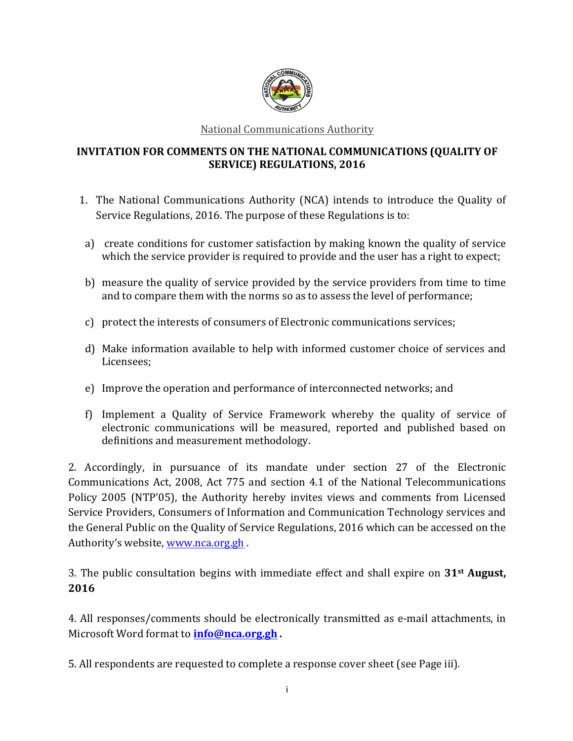National Communications Authority

# INVITATION FOR COMMENTS ON THE NATIONAL COMMUNICATIONS (QUALITY OF SERVICE) REGULATIONS, 2016

1. The National Communications Authority (NCA) intends to introduce the Quality of Service Regulations, 2016. The purpose of these Regulations is to:

   a) create conditions for customer satisfaction by making known the quality of service which the service provider is required to provide and the user has a right to expect;

   b) measure the quality of service provided by the service providers from time to time and to compare them with the norms so as to assess the level of performance;

   c) protect the interests of consumers of Electronic communications services;

   d) Make information available to help with informed customer choice of services and Licensees;

   e) Improve the operation and performance of interconnected networks; and

   f) Implement a Quality of Service Framework whereby the quality of service of electronic communications will be measured, reported and published based on definitions and measurement methodology.

2. Accordingly, in pursuance of its mandate under section 27 of the Electronic Communications Act, 2008, Act 775 and section 4.1 of the National Telecommunications Policy 2005 (NTP'05), the Authority hereby invites views and comments from Licensed Service Providers, Consumers of Information and Communication Technology services and the General Public on the Quality of Service Regulations, 2016 which can be accessed on the Authority's website, www.nca.org.gh .

3. The public consultation begins with immediate effect and shall expire on **31st August, 2016**

4. All responses/comments should be electronically transmitted as e-mail attachments, in Microsoft Word format to **info@nca.org.gh** *.*

5. All respondents are requested to complete a response cover sheet (see Page iii).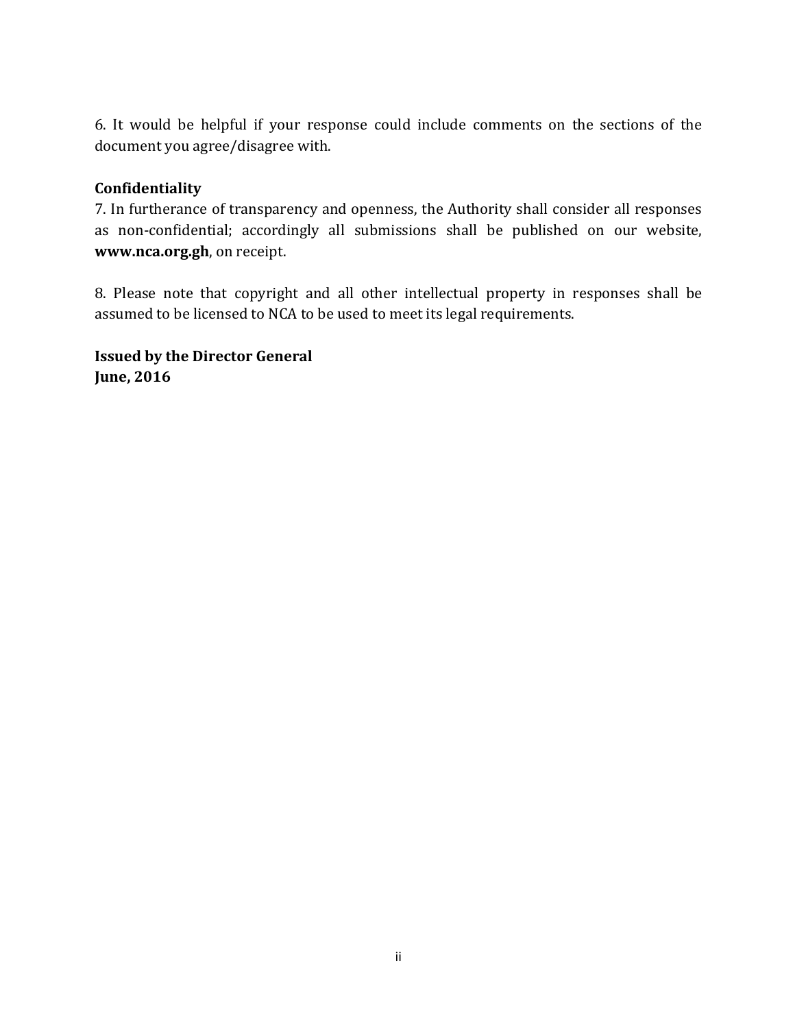6. It would be helpful if your response could include comments on the sections of the document you agree/disagree with.

**Confidentiality**

7. In furtherance of transparency and openness, the Authority shall consider all responses as non-confidential; accordingly all submissions shall be published on our website, **www.nca.org.gh**, on receipt.

8. Please note that copyright and all other intellectual property in responses shall be assumed to be licensed to NCA to be used to meet its legal requirements.

**Issued by the Director General**
**June, 2016**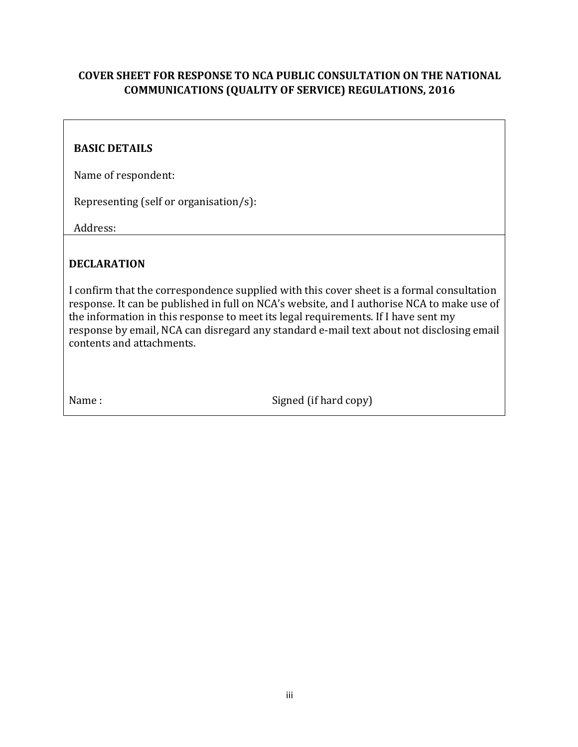## COVER SHEET FOR RESPONSE TO NCA PUBLIC CONSULTATION ON THE NATIONAL COMMUNICATIONS (QUALITY OF SERVICE) REGULATIONS, 2016

**BASIC DETAILS**

Name of respondent:

Representing (self or organisation/s):

Address:

**DECLARATION**

I confirm that the correspondence supplied with this cover sheet is a formal consultation response. It can be published in full on NCA's website, and I authorise NCA to make use of the information in this response to meet its legal requirements. If I have sent my response by email, NCA can disregard any standard e-mail text about not disclosing email contents and attachments.

Name :                                                  Signed (if hard copy)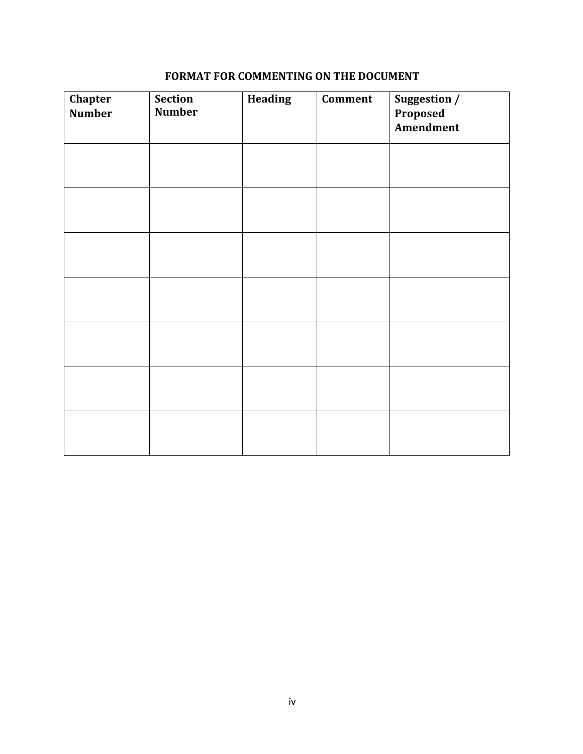## FORMAT FOR COMMENTING ON THE DOCUMENT

| Chapter Number | Section Number | Heading | Comment | Suggestion / Proposed Amendment |
|---|---|---|---|---|
| | | | | |
| | | | | |
| | | | | |
| | | | | |
| | | | | |
| | | | | |
| | | | | |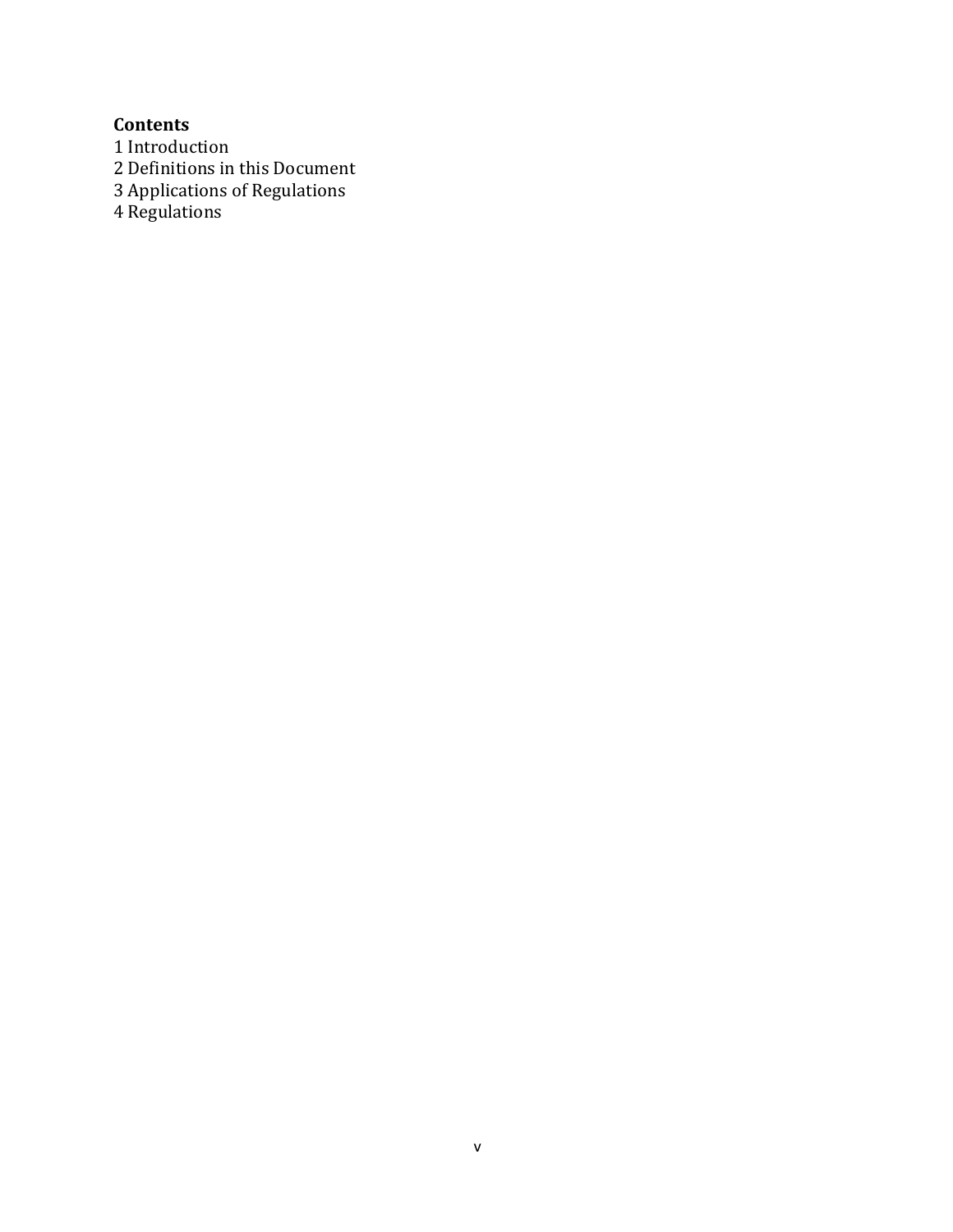**Contents**

1 Introduction
2 Definitions in this Document
3 Applications of Regulations
4 Regulations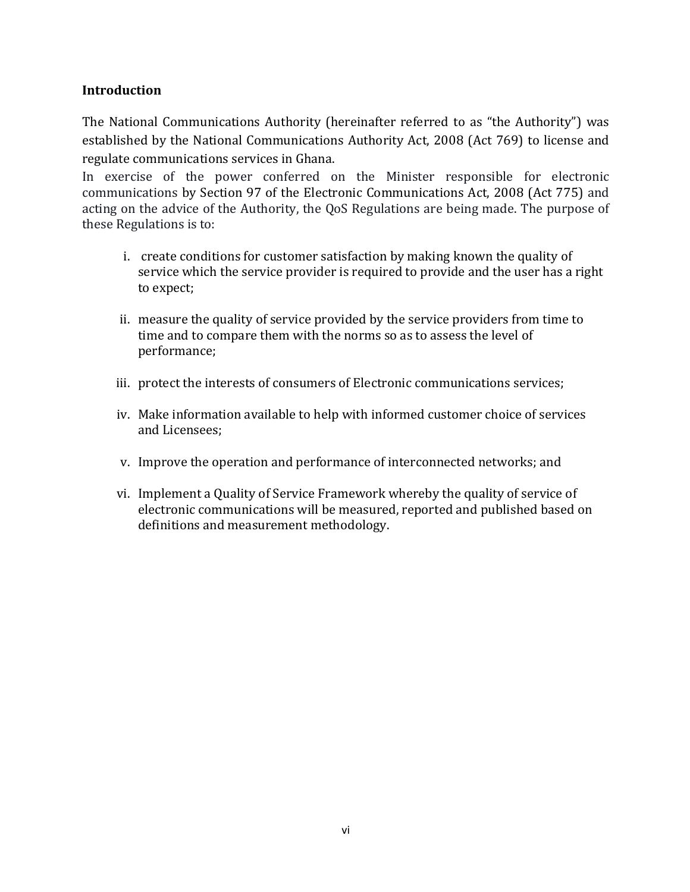## Introduction

The National Communications Authority (hereinafter referred to as “the Authority”) was established by the National Communications Authority Act, 2008 (Act 769) to license and regulate communications services in Ghana.

In exercise of the power conferred on the Minister responsible for electronic communications by Section 97 of the Electronic Communications Act, 2008 (Act 775) and acting on the advice of the Authority, the QoS Regulations are being made. The purpose of these Regulations is to:

i. create conditions for customer satisfaction by making known the quality of service which the service provider is required to provide and the user has a right to expect;

ii. measure the quality of service provided by the service providers from time to time and to compare them with the norms so as to assess the level of performance;

iii. protect the interests of consumers of Electronic communications services;

iv. Make information available to help with informed customer choice of services and Licensees;

v. Improve the operation and performance of interconnected networks; and

vi. Implement a Quality of Service Framework whereby the quality of service of electronic communications will be measured, reported and published based on definitions and measurement methodology.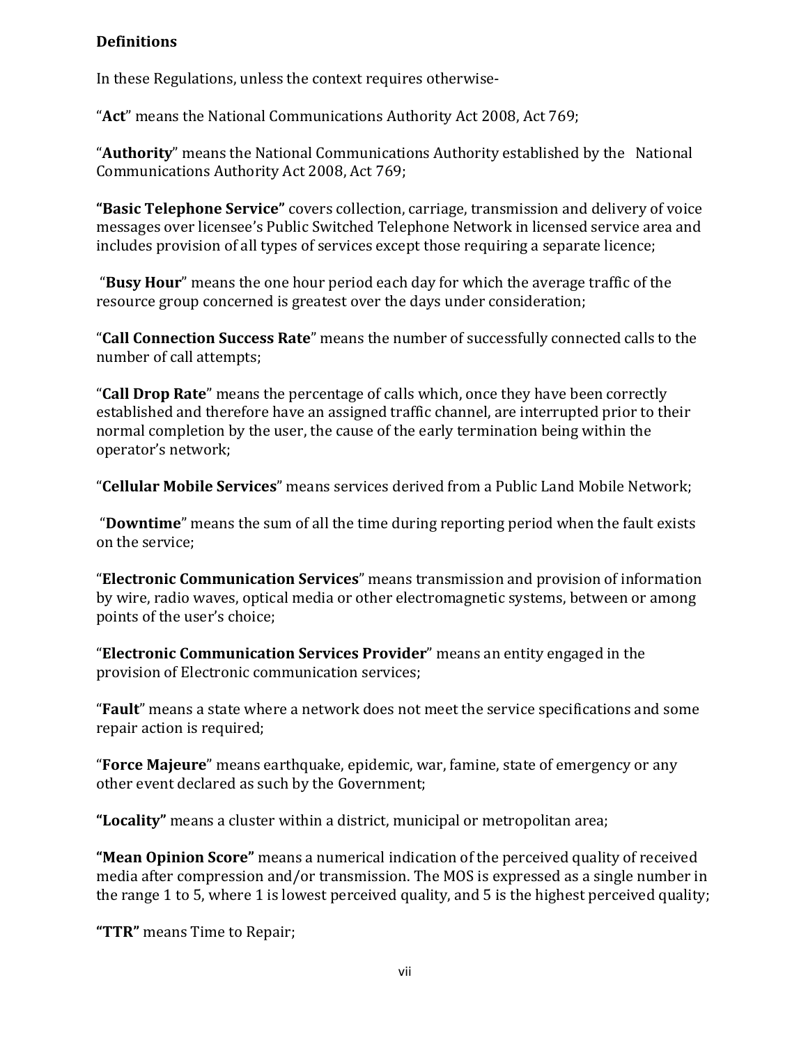**Definitions**

In these Regulations, unless the context requires otherwise-

"**Act**" means the National Communications Authority Act 2008, Act 769;

"**Authority**" means the National Communications Authority established by the National Communications Authority Act 2008, Act 769;

**"Basic Telephone Service"** covers collection, carriage, transmission and delivery of voice messages over licensee's Public Switched Telephone Network in licensed service area and includes provision of all types of services except those requiring a separate licence;

"**Busy Hour**" means the one hour period each day for which the average traffic of the resource group concerned is greatest over the days under consideration;

"**Call Connection Success Rate**" means the number of successfully connected calls to the number of call attempts;

"**Call Drop Rate**" means the percentage of calls which, once they have been correctly established and therefore have an assigned traffic channel, are interrupted prior to their normal completion by the user, the cause of the early termination being within the operator's network;

"**Cellular Mobile Services**" means services derived from a Public Land Mobile Network;

"**Downtime**" means the sum of all the time during reporting period when the fault exists on the service;

"**Electronic Communication Services**" means transmission and provision of information by wire, radio waves, optical media or other electromagnetic systems, between or among points of the user's choice;

"**Electronic Communication Services Provider**" means an entity engaged in the provision of Electronic communication services;

"**Fault**" means a state where a network does not meet the service specifications and some repair action is required;

"**Force Majeure**" means earthquake, epidemic, war, famine, state of emergency or any other event declared as such by the Government;

**"Locality"** means a cluster within a district, municipal or metropolitan area;

**"Mean Opinion Score"** means a numerical indication of the perceived quality of received media after compression and/or transmission. The MOS is expressed as a single number in the range 1 to 5, where 1 is lowest perceived quality, and 5 is the highest perceived quality;

**"TTR"** means Time to Repair;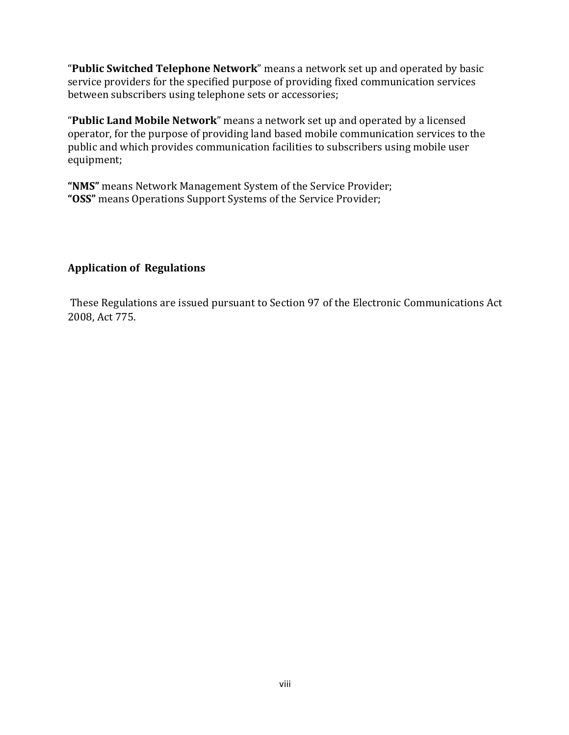"**Public Switched Telephone Network**" means a network set up and operated by basic service providers for the specified purpose of providing fixed communication services between subscribers using telephone sets or accessories;

"**Public Land Mobile Network**" means a network set up and operated by a licensed operator, for the purpose of providing land based mobile communication services to the public and which provides communication facilities to subscribers using mobile user equipment;

**"NMS"** means Network Management System of the Service Provider;
**"OSS"** means Operations Support Systems of the Service Provider;

**Application of Regulations**

These Regulations are issued pursuant to Section 97 of the Electronic Communications Act 2008, Act 775.